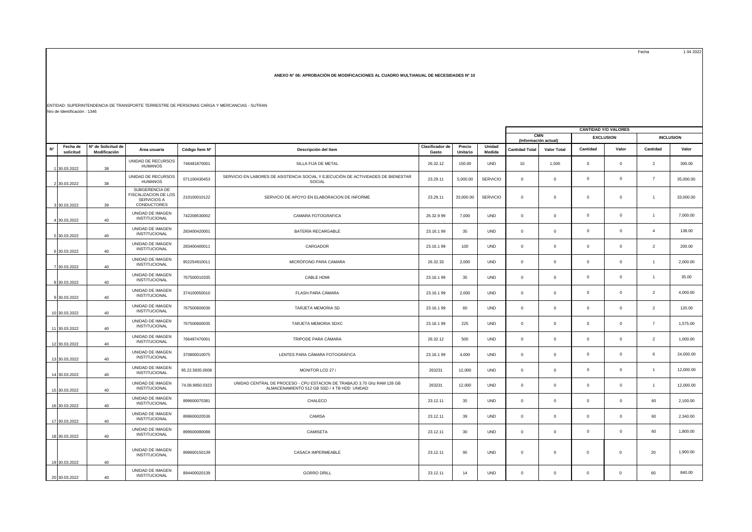Fecha 1 04 2022

# ANEXO N° 06: APROBACIÓN DE MODIFICACIONES AL CUADRO MULTIANUAL DE NECESIDADES Nº 10

ENTIDAD: SUPERINTENDENCIA DE TRANSPORTE TERRESTRE DE PERSONAS CARGA Y MERCANCIAS - SUTRAN
Nro de Identificación : 1346

| | | | | | | | | | CANTIDAD Y/O VALORES | | | | | |
|---|---|---|---|---|---|---|---|---|---|---|---|---|---|---|
| | | | | | | | | | CMN (Información actual) | | EXCLUSION | | INCLUSION | |
| N° | Fecha de solicitud | N° de Solicitud de Modificación | Área usuaria | Código Ítem N° | Descripción del ítem | Clasificador de Gasto | Precio Unitario | Unidad Medida | Cantidad Total | Valor Total | Cantidad | Valor | Cantidad | Valor |
| 1 | 30.03.2022 | 38 | UNIDAD DE RECURSOS HUMANOS | 746481870001 | SILLA FIJA DE METAL | 26.32.12 | 150.00 | UND | 10 | 1,500 | 0 | 0 | 2 | 300.00 |
| 2 | 30.03.2022 | 38 | UNIDAD DE RECURSOS HUMANOS | 071100430453 | SERVICIO EN LABORES DE ASISTENCIA SOCIAL Y EJECUCIÓN DE ACTIVIDADES DE BIENESTAR SOCIAL | 23.29.11 | 5,000.00 | SERVICIO | 0 | 0 | 0 | 0 | 7 | 35,000.00 |
| 3 | 30.03.2022 | 39 | SUBGERENCIA DE FISCALIZACION DE LOS SERVICIOS A CONDUCTORES | 210100010122 | SERVICIO DE APOYO EN ELABORACION DE INFORME | 23.29.11 | 33,000.00 | SERVICIO | 0 | 0 | 0 | 0 | 1 | 33,000.00 |
| 4 | 30.03.2022 | 40 | UNIDAD DE IMAGEN INSTITUCIONAL | 742208530002 | CAMARA FOTOGRAFICA | 26.32.9 99 | 7,000 | UND | 0 | 0 | 0 | 0 | 1 | 7,000.00 |
| 5 | 30.03.2022 | 40 | UNIDAD DE IMAGEN INSTITUCIONAL | 283400420001 | BATERÍA RECARGABLE | 23.16.1 99 | 35 | UND | 0 | 0 | 0 | 0 | 4 | 138.00 |
| 6 | 30.03.2022 | 40 | UNIDAD DE IMAGEN INSTITUCIONAL | 283400400011 | CARGADOR | 23.16.1 99 | 100 | UND | 0 | 0 | 0 | 0 | 2 | 200.00 |
| 7 | 30.03.2022 | 40 | UNIDAD DE IMAGEN INSTITUCIONAL | 952254910011 | MICRÓFONO PARA CAMARA | 26.32.33 | 2,000 | UND | 0 | 0 | 0 | 0 | 1 | 2,000.00 |
| 8 | 30.03.2022 | 40 | UNIDAD DE IMAGEN INSTITUCIONAL | 767500010335 | CABLE HDMI | 23.16.1 99 | 35 | UND | 0 | 0 | 0 | 0 | 1 | 35.00 |
| 9 | 30.03.2022 | 40 | UNIDAD DE IMAGEN INSTITUCIONAL | 374100050010 | FLASH PARA CÁMARA | 23.16.1 99 | 2,000 | UND | 0 | 0 | 0 | 0 | 2 | 4,000.00 |
| 10 | 30.03.2022 | 40 | UNIDAD DE IMAGEN INSTITUCIONAL | 767500600036 | TARJETA MEMORIA SD | 23.16.1 99 | 60 | UND | 0 | 0 | 0 | 0 | 2 | 120.00 |
| 11 | 30.03.2022 | 40 | UNIDAD DE IMAGEN INSTITUCIONAL | 767500600035 | TARJETA MEMORIA SDXC | 23.16.1 99 | 225 | UND | 0 | 0 | 0 | 0 | 7 | 1,575.00 |
| 12 | 30.03.2022 | 40 | UNIDAD DE IMAGEN INSTITUCIONAL | 766497470001 | TRIPODE PARA CÁMARA | 26.32.12 | 500 | UND | 0 | 0 | 0 | 0 | 2 | 1,000.00 |
| 13 | 30.03.2022 | 40 | UNIDAD DE IMAGEN INSTITUCIONAL | 370800010075 | LENTES PARA CÁMARA FOTOGRÁFICA | 23.16.1 99 | 4,000 | UND | 0 | 0 | 0 | 0 | 6 | 24,000.00 |
| 14 | 30.03.2022 | 40 | UNIDAD DE IMAGEN INSTITUCIONAL | 95.22.5835.0008 | MONITOR LCD 27 i | 263231 | 12,000 | UND | 0 | 0 | 0 | 0 | 1 | 12,000.00 |
| 15 | 30.03.2022 | 40 | UNIDAD DE IMAGEN INSTITUCIONAL | 74.08.9950.0323 | UNIDAD CENTRAL DE PROCESO - CPU ESTACION DE TRABAJO 3.70 Ghz RAM 128 GB ALMACENAMIENTO 512 GB SSD / 4 TB HDD UNIDAD | 263231 | 12,000 | UND | 0 | 0 | 0 | 0 | 1 | 12,000.00 |
| 16 | 30.03.2022 | 40 | UNIDAD DE IMAGEN INSTITUCIONAL | 899600070381 | CHALECO | 23.12.11 | 35 | UND | 0 | 0 | 0 | 0 | 60 | 2,100.00 |
| 17 | 30.03.2022 | 40 | UNIDAD DE IMAGEN INSTITUCIONAL | 899600020536 | CAMISA | 23.12.11 | 39 | UND | 0 | 0 | 0 | 0 | 60 | 2,340.00 |
| 18 | 30.03.2022 | 40 | UNIDAD DE IMAGEN INSTITUCIONAL | 899600080088 | CAMISETA | 23.12.11 | 30 | UND | 0 | 0 | 0 | 0 | 60 | 1,800.00 |
| 19 | 30.03.2022 | 40 | UNIDAD DE IMAGEN INSTITUCIONAL | 899600150139 | CASACA IMPERMEABLE | 23.12.11 | 95 | UND | 0 | 0 | 0 | 0 | 20 | 1,900.00 |
| 20 | 30.03.2022 | 40 | UNIDAD DE IMAGEN INSTITUCIONAL | 894400020139 | GORRO DRILL | 23.12.11 | 14 | UND | 0 | 0 | 0 | 0 | 60 | 840.00 |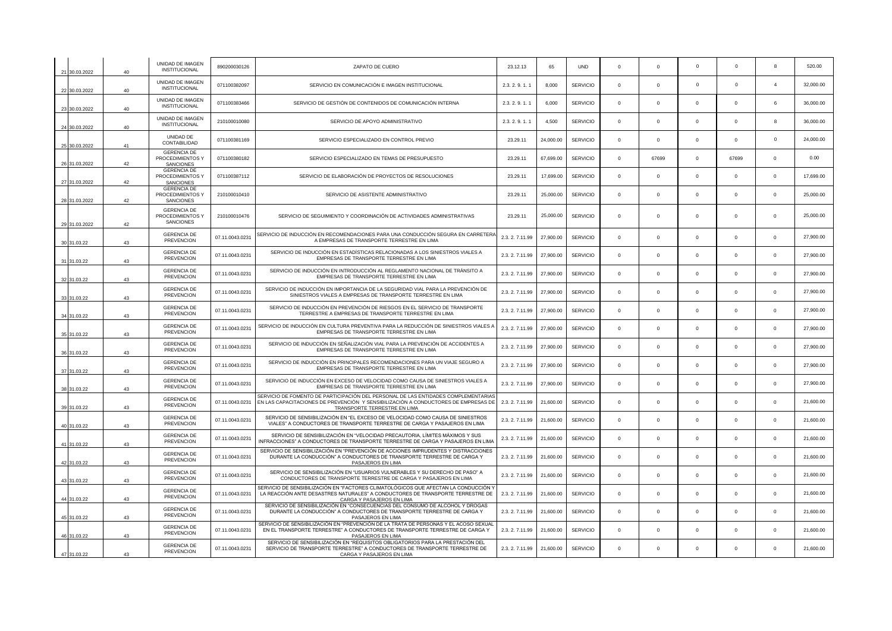| | | | | | | | | | | | | | | |
|---|---|---|---|---|---|---|---|---|---|---|---|---|---|---|
| 21 | 30.03.2022 | 40 | UNIDAD DE IMAGEN INSTITUCIONAL | 890200030126 | ZAPATO DE CUERO | 23.12.13 | 65 | UND | 0 | 0 | 0 | 0 | 8 | 520.00 |
| 22 | 30.03.2022 | 40 | UNIDAD DE IMAGEN INSTITUCIONAL | 071100382097 | SERVICIO EN COMUNICACIÓN E IMAGEN INSTITUCIONAL | 2.3. 2. 9. 1. 1 | 8,000 | SERVICIO | 0 | 0 | 0 | 0 | 4 | 32,000.00 |
| 23 | 30.03.2022 | 40 | UNIDAD DE IMAGEN INSTITUCIONAL | 071100383466 | SERVICIO DE GESTIÓN DE CONTENIDOS DE COMUNICACIÓN INTERNA | 2.3. 2. 9. 1. 1 | 6,000 | SERVICIO | 0 | 0 | 0 | 0 | 6 | 36,000.00 |
| 24 | 30.03.2022 | 40 | UNIDAD DE IMAGEN INSTITUCIONAL | 210100010080 | SERVICIO DE APOYO ADMINISTRATIVO | 2.3. 2. 9. 1. 1 | 4,500 | SERVICIO | 0 | 0 | 0 | 0 | 8 | 36,000.00 |
| 25 | 30.03.2022 | 41 | UNIDAD DE CONTABILIDAD | 071100381169 | SERVICIO ESPECIALIZADO EN CONTROL PREVIO | 23.29.11 | 24,000.00 | SERVICIO | 0 | 0 | 0 | 0 | 0 | 24,000.00 |
| 26 | 31.03.2022 | 42 | GERENCIA DE PROCEDIMIENTOS Y SANCIONES | 071100380182 | SERVICIO ESPECIALIZADO EN TEMAS DE PRESUPUESTO | 23.29.11 | 67,699.00 | SERVICIO | 0 | 67699 | 0 | 67699 | 0 | 0.00 |
| 27 | 31.03.2022 | 42 | GERENCIA DE PROCEDIMIENTOS Y SANCIONES | 071100387112 | SERVICIO DE ELABORACIÓN DE PROYECTOS DE RESOLUCIONES | 23.29.11 | 17,699.00 | SERVICIO | 0 | 0 | 0 | 0 | 0 | 17,699.00 |
| 28 | 31.03.2022 | 42 | GERENCIA DE PROCEDIMIENTOS Y SANCIONES | 210100010410 | SERVICIO DE ASISTENTE ADMINISTRATIVO | 23.29.11 | 25,000.00 | SERVICIO | 0 | 0 | 0 | 0 | 0 | 25,000.00 |
| 29 | 31.03.2022 | 42 | GERENCIA DE PROCEDIMIENTOS Y SANCIONES | 210100010476 | SERVICIO DE SEGUIMIENTO Y COORDINACIÓN DE ACTIVIDADES ADMINISTRATIVAS | 23.29.11 | 25,000.00 | SERVICIO | 0 | 0 | 0 | 0 | 0 | 25,000.00 |
| 30 | 31.03.22 | 43 | GERENCIA DE PREVENCION | 07.11.0043.0231 | SERVICIO DE INDUCCIÓN EN RECOMENDACIONES PARA UNA CONDUCCIÓN SEGURA EN CARRETERA A EMPRESAS DE TRANSPORTE TERRESTRE EN LIMA | 2.3. 2. 7.11.99 | 27,900.00 | SERVICIO | 0 | 0 | 0 | 0 | 0 | 27,900.00 |
| 31 | 31.03.22 | 43 | GERENCIA DE PREVENCION | 07.11.0043.0231 | SERVICIO DE INDUCCIÓN EN ESTADÍSTICAS RELACIONADAS A LOS SINIESTROS VIALES A EMPRESAS DE TRANSPORTE TERRESTRE EN LIMA | 2.3. 2. 7.11.99 | 27,900.00 | SERVICIO | 0 | 0 | 0 | 0 | 0 | 27,900.00 |
| 32 | 31.03.22 | 43 | GERENCIA DE PREVENCION | 07.11.0043.0231 | SERVICIO DE INDUCCIÓN EN INTRODUCCIÓN AL REGLAMENTO NACIONAL DE TRÁNSITO A EMPRESAS DE TRANSPORTE TERRESTRE EN LIMA | 2.3. 2. 7.11.99 | 27,900.00 | SERVICIO | 0 | 0 | 0 | 0 | 0 | 27,900.00 |
| 33 | 31.03.22 | 43 | GERENCIA DE PREVENCION | 07.11.0043.0231 | SERVICIO DE INDUCCIÓN EN IMPORTANCIA DE LA SEGURIDAD VIAL PARA LA PREVENCIÓN DE SINIESTROS VIALES A EMPRESAS DE TRANSPORTE TERRESTRE EN LIMA | 2.3. 2. 7.11.99 | 27,900.00 | SERVICIO | 0 | 0 | 0 | 0 | 0 | 27,900.00 |
| 34 | 31.03.22 | 43 | GERENCIA DE PREVENCION | 07.11.0043.0231 | SERVICIO DE INDUCCIÓN EN PREVENCIÓN DE RIESGOS EN EL SERVICIO DE TRANSPORTE TERRESTRE A EMPRESAS DE TRANSPORTE TERRESTRE EN LIMA | 2.3. 2. 7.11.99 | 27,900.00 | SERVICIO | 0 | 0 | 0 | 0 | 0 | 27,900.00 |
| 35 | 31.03.22 | 43 | GERENCIA DE PREVENCION | 07.11.0043.0231 | SERVICIO DE INDUCCIÓN EN CULTURA PREVENTIVA PARA LA REDUCCIÓN DE SINIESTROS VIALES A EMPRESAS DE TRANSPORTE TERRESTRE EN LIMA | 2.3. 2. 7.11.99 | 27,900.00 | SERVICIO | 0 | 0 | 0 | 0 | 0 | 27,900.00 |
| 36 | 31.03.22 | 43 | GERENCIA DE PREVENCION | 07.11.0043.0231 | SERVICIO DE INDUCCIÓN EN SEÑALIZACIÓN VIAL PARA LA PREVENCIÓN DE ACCIDENTES A EMPRESAS DE TRANSPORTE TERRESTRE EN LIMA | 2.3. 2. 7.11.99 | 27,900.00 | SERVICIO | 0 | 0 | 0 | 0 | 0 | 27,900.00 |
| 37 | 31.03.22 | 43 | GERENCIA DE PREVENCION | 07.11.0043.0231 | SERVICIO DE INDUCCIÓN EN PRINCIPALES RECOMENDACIONES PARA UN VIAJE SEGURO A EMPRESAS DE TRANSPORTE TERRESTRE EN LIMA | 2.3. 2. 7.11.99 | 27,900.00 | SERVICIO | 0 | 0 | 0 | 0 | 0 | 27,900.00 |
| 38 | 31.03.22 | 43 | GERENCIA DE PREVENCION | 07.11.0043.0231 | SERVICIO DE INDUCCIÓN EN EXCESO DE VELOCIDAD COMO CAUSA DE SINIESTROS VIALES A EMPRESAS DE TRANSPORTE TERRESTRE EN LIMA | 2.3. 2. 7.11.99 | 27,900.00 | SERVICIO | 0 | 0 | 0 | 0 | 0 | 27,900.00 |
| 39 | 31.03.22 | 43 | GERENCIA DE PREVENCION | 07.11.0043.0231 | SERVICIO DE FOMENTO DE PARTICIPACIÓN DEL PERSONAL DE LAS ENTIDADES COMPLEMENTARIAS EN LAS CAPACITACIONES DE PREVENCIÓN Y SENSIBILIZACIÓN A CONDUCTORES DE EMPRESAS DE TRANSPORTE TERRESTRE EN LIMA | 2.3. 2. 7.11.99 | 21,600.00 | SERVICIO | 0 | 0 | 0 | 0 | 0 | 21,600.00 |
| 40 | 31.03.22 | 43 | GERENCIA DE PREVENCION | 07.11.0043.0231 | SERVICIO DE SENSIBILIZACIÓN EN "EL EXCESO DE VELOCIDAD COMO CAUSA DE SINIESTROS VIALES" A CONDUCTORES DE TRANSPORTE TERRESTRE DE CARGA Y PASAJEROS EN LIMA | 2.3. 2. 7.11.99 | 21,600.00 | SERVICIO | 0 | 0 | 0 | 0 | 0 | 21,600.00 |
| 41 | 31.03.22 | 43 | GERENCIA DE PREVENCION | 07.11.0043.0231 | SERVICIO DE SENSIBILIZACIÓN EN "VELOCIDAD PRECAUTORIA, LÍMITES MÁXIMOS Y SUS INFRACCIONES" A CONDUCTORES DE TRANSPORTE TERRESTRE DE CARGA Y PASAJEROS EN LIMA | 2.3. 2. 7.11.99 | 21,600.00 | SERVICIO | 0 | 0 | 0 | 0 | 0 | 21,600.00 |
| 42 | 31.03.22 | 43 | GERENCIA DE PREVENCION | 07.11.0043.0231 | SERVICIO DE SENSIBILIZACIÓN EN "PREVENCIÓN DE ACCIONES IMPRUDENTES Y DISTRACCIONES DURANTE LA CONDUCCIÓN" A CONDUCTORES DE TRANSPORTE TERRESTRE DE CARGA Y PASAJEROS EN LIMA | 2.3. 2. 7.11.99 | 21,600.00 | SERVICIO | 0 | 0 | 0 | 0 | 0 | 21,600.00 |
| 43 | 31.03.22 | 43 | GERENCIA DE PREVENCION | 07.11.0043.0231 | SERVICIO DE SENSIBILIZACIÓN EN "USUARIOS VULNERABLES Y SU DERECHO DE PASO" A CONDUCTORES DE TRANSPORTE TERRESTRE DE CARGA Y PASAJEROS EN LIMA | 2.3. 2. 7.11.99 | 21,600.00 | SERVICIO | 0 | 0 | 0 | 0 | 0 | 21,600.00 |
| 44 | 31.03.22 | 43 | GERENCIA DE PREVENCION | 07.11.0043.0231 | SERVICIO DE SENSIBILIZACIÓN EN "FACTORES CLIMATOLÓGICOS QUE AFECTAN LA CONDUCCIÓN Y LA REACCIÓN ANTE DESASTRES NATURALES" A CONDUCTORES DE TRANSPORTE TERRESTRE DE CARGA Y PASAJEROS EN LIMA | 2.3. 2. 7.11.99 | 21,600.00 | SERVICIO | 0 | 0 | 0 | 0 | 0 | 21,600.00 |
| 45 | 31.03.22 | 43 | GERENCIA DE PREVENCION | 07.11.0043.0231 | SERVICIO DE SENSIBILIZACIÓN EN "CONSECUENCIAS DEL CONSUMO DE ALCOHOL Y DROGAS DURANTE LA CONDUCCIÓN" A CONDUCTORES DE TRANSPORTE TERRESTRE DE CARGA Y PASAJEROS EN LIMA | 2.3. 2. 7.11.99 | 21,600.00 | SERVICIO | 0 | 0 | 0 | 0 | 0 | 21,600.00 |
| 46 | 31.03.22 | 43 | GERENCIA DE PREVENCION | 07.11.0043.0231 | SERVICIO DE SENSIBILIZACIÓN EN "PREVENCIÓN DE LA TRATA DE PERSONAS Y EL ACOSO SEXUAL EN EL TRANSPORTE TERRESTRE" A CONDUCTORES DE TRANSPORTE TERRESTRE DE CARGA Y PASAJEROS EN LIMA | 2.3. 2. 7.11.99 | 21,600.00 | SERVICIO | 0 | 0 | 0 | 0 | 0 | 21,600.00 |
| 47 | 31.03.22 | 43 | GERENCIA DE PREVENCION | 07.11.0043.0231 | SERVICIO DE SENSIBILIZACIÓN EN "REQUISITOS OBLIGATORIOS PARA LA PRESTACIÓN DEL SERVICIO DE TRANSPORTE TERRESTRE" A CONDUCTORES DE TRANSPORTE TERRESTRE DE CARGA Y PASAJEROS EN LIMA | 2.3. 2. 7.11.99 | 21,600.00 | SERVICIO | 0 | 0 | 0 | 0 | 0 | 21,600.00 |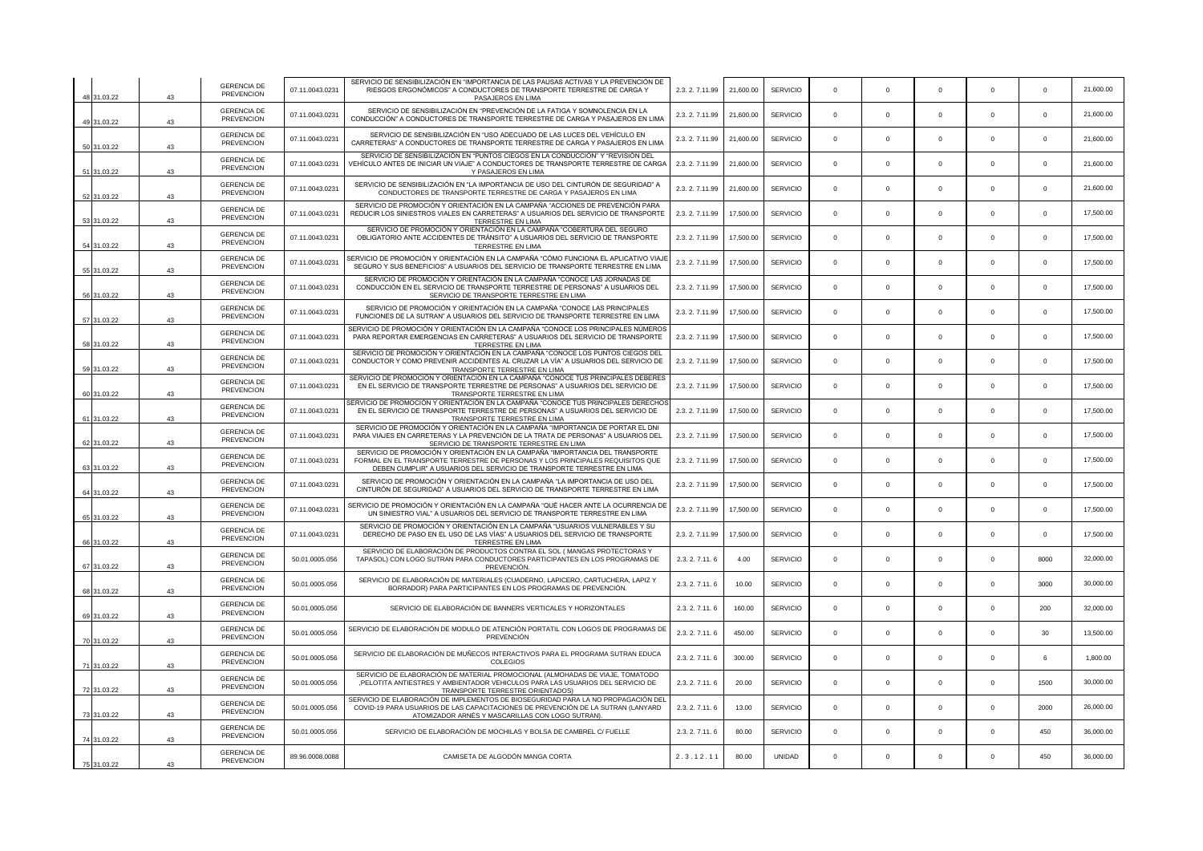| | | | | | | | | | | | | | |
|---|---|---|---|---|---|---|---|---|---|---|---|---|---|
| 48 | 31.03.22 | 43 | GERENCIA DE PREVENCION | 07.11.0043.0231 | SERVICIO DE SENSIBILIZACIÓN EN "IMPORTANCIA DE LAS PAUSAS ACTIVAS Y LA PREVENCIÓN DE RIESGOS ERGONÓMICOS" A CONDUCTORES DE TRANSPORTE TERRESTRE DE CARGA Y PASAJEROS EN LIMA | 2.3. 2. 7.11.99 | 21,600.00 | SERVICIO | 0 | 0 | 0 | 0 | 0 | 21,600.00 |
| 49 | 31.03.22 | 43 | GERENCIA DE PREVENCION | 07.11.0043.0231 | SERVICIO DE SENSIBILIZACIÓN EN "PREVENCIÓN DE LA FATIGA Y SOMNOLENCIA EN LA CONDUCCIÓN" A CONDUCTORES DE TRANSPORTE TERRESTRE DE CARGA Y PASAJEROS EN LIMA | 2.3. 2. 7.11.99 | 21,600.00 | SERVICIO | 0 | 0 | 0 | 0 | 0 | 21,600.00 |
| 50 | 31.03.22 | 43 | GERENCIA DE PREVENCION | 07.11.0043.0231 | SERVICIO DE SENSIBILIZACIÓN EN "USO ADECUADO DE LAS LUCES DEL VEHÍCULO EN CARRETERAS" A CONDUCTORES DE TRANSPORTE TERRESTRE DE CARGA Y PASAJEROS EN LIMA | 2.3. 2. 7.11.99 | 21,600.00 | SERVICIO | 0 | 0 | 0 | 0 | 0 | 21,600.00 |
| 51 | 31.03.22 | 43 | GERENCIA DE PREVENCION | 07.11.0043.0231 | SERVICIO DE SENSIBILIZACIÓN EN "PUNTOS CIEGOS EN LA CONDUCCIÓN" Y "REVISIÓN DEL VEHÍCULO ANTES DE INICIAR UN VIAJE" A CONDUCTORES DE TRANSPORTE TERRESTRE DE CARGA Y PASAJEROS EN LIMA | 2.3. 2. 7.11.99 | 21,600.00 | SERVICIO | 0 | 0 | 0 | 0 | 0 | 21,600.00 |
| 52 | 31.03.22 | 43 | GERENCIA DE PREVENCION | 07.11.0043.0231 | SERVICIO DE SENSIBILIZACIÓN EN "LA IMPORTANCIA DE USO DEL CINTURÓN DE SEGURIDAD" A CONDUCTORES DE TRANSPORTE TERRESTRE DE CARGA Y PASAJEROS EN LIMA | 2.3. 2. 7.11.99 | 21,600.00 | SERVICIO | 0 | 0 | 0 | 0 | 0 | 21,600.00 |
| 53 | 31.03.22 | 43 | GERENCIA DE PREVENCION | 07.11.0043.0231 | SERVICIO DE PROMOCIÓN Y ORIENTACIÓN EN LA CAMPAÑA "ACCIONES DE PREVENCIÓN PARA REDUCIR LOS SINIESTROS VIALES EN CARRETERAS" A USUARIOS DEL SERVICIO DE TRANSPORTE TERRESTRE EN LIMA | 2.3. 2. 7.11.99 | 17,500.00 | SERVICIO | 0 | 0 | 0 | 0 | 0 | 17,500.00 |
| 54 | 31.03.22 | 43 | GERENCIA DE PREVENCION | 07.11.0043.0231 | SERVICIO DE PROMOCIÓN Y ORIENTACIÓN EN LA CAMPAÑA "COBERTURA DEL SEGURO OBLIGATORIO ANTE ACCIDENTES DE TRÁNSITO" A USUARIOS DEL SERVICIO DE TRANSPORTE TERRESTRE EN LIMA | 2.3. 2. 7.11.99 | 17,500.00 | SERVICIO | 0 | 0 | 0 | 0 | 0 | 17,500.00 |
| 55 | 31.03.22 | 43 | GERENCIA DE PREVENCION | 07.11.0043.0231 | SERVICIO DE PROMOCIÓN Y ORIENTACIÓN EN LA CAMPAÑA "CÓMO FUNCIONA EL APLICATIVO VIAJE SEGURO Y SUS BENEFICIOS" A USUARIOS DEL SERVICIO DE TRANSPORTE TERRESTRE EN LIMA | 2.3. 2. 7.11.99 | 17,500.00 | SERVICIO | 0 | 0 | 0 | 0 | 0 | 17,500.00 |
| 56 | 31.03.22 | 43 | GERENCIA DE PREVENCION | 07.11.0043.0231 | SERVICIO DE PROMOCIÓN Y ORIENTACIÓN EN LA CAMPAÑA "CONOCE LAS JORNADAS DE CONDUCCIÓN EN EL SERVICIO DE TRANSPORTE TERRESTRE DE PERSONAS" A USUARIOS DEL SERVICIO DE TRANSPORTE TERRESTRE EN LIMA | 2.3. 2. 7.11.99 | 17,500.00 | SERVICIO | 0 | 0 | 0 | 0 | 0 | 17,500.00 |
| 57 | 31.03.22 | 43 | GERENCIA DE PREVENCION | 07.11.0043.0231 | SERVICIO DE PROMOCIÓN Y ORIENTACIÓN EN LA CAMPAÑA "CONOCE LAS PRINCIPALES FUNCIONES DE LA SUTRAN" A USUARIOS DEL SERVICIO DE TRANSPORTE TERRESTRE EN LIMA | 2.3. 2. 7.11.99 | 17,500.00 | SERVICIO | 0 | 0 | 0 | 0 | 0 | 17,500.00 |
| 58 | 31.03.22 | 43 | GERENCIA DE PREVENCION | 07.11.0043.0231 | SERVICIO DE PROMOCIÓN Y ORIENTACIÓN EN LA CAMPAÑA "CONOCE LOS PRINCIPALES NÚMEROS PARA REPORTAR EMERGENCIAS EN CARRETERAS" A USUARIOS DEL SERVICIO DE TRANSPORTE TERRESTRE EN LIMA | 2.3. 2. 7.11.99 | 17,500.00 | SERVICIO | 0 | 0 | 0 | 0 | 0 | 17,500.00 |
| 59 | 31.03.22 | 43 | GERENCIA DE PREVENCION | 07.11.0043.0231 | SERVICIO DE PROMOCIÓN Y ORIENTACIÓN EN LA CAMPAÑA "CONOCE LOS PUNTOS CIEGOS DEL CONDUCTOR Y COMO PREVENIR ACCIDENTES AL CRUZAR LA VÍA" A USUARIOS DEL SERVICIO DE TRANSPORTE TERRESTRE EN LIMA | 2.3. 2. 7.11.99 | 17,500.00 | SERVICIO | 0 | 0 | 0 | 0 | 0 | 17,500.00 |
| 60 | 31.03.22 | 43 | GERENCIA DE PREVENCION | 07.11.0043.0231 | SERVICIO DE PROMOCIÓN Y ORIENTACIÓN EN LA CAMPAÑA "CONOCE TUS PRINCIPALES DEBERES EN EL SERVICIO DE TRANSPORTE TERRESTRE DE PERSONAS" A USUARIOS DEL SERVICIO DE TRANSPORTE TERRESTRE EN LIMA | 2.3. 2. 7.11.99 | 17,500.00 | SERVICIO | 0 | 0 | 0 | 0 | 0 | 17,500.00 |
| 61 | 31.03.22 | 43 | GERENCIA DE PREVENCION | 07.11.0043.0231 | SERVICIO DE PROMOCIÓN Y ORIENTACIÓN EN LA CAMPAÑA "CONOCE TUS PRINCIPALES DERECHOS EN EL SERVICIO DE TRANSPORTE TERRESTRE DE PERSONAS" A USUARIOS DEL SERVICIO DE TRANSPORTE TERRESTRE EN LIMA | 2.3. 2. 7.11.99 | 17,500.00 | SERVICIO | 0 | 0 | 0 | 0 | 0 | 17,500.00 |
| 62 | 31.03.22 | 43 | GERENCIA DE PREVENCION | 07.11.0043.0231 | SERVICIO DE PROMOCIÓN Y ORIENTACIÓN EN LA CAMPAÑA "IMPORTANCIA DE PORTAR EL DNI PARA VIAJES EN CARRETERAS Y LA PREVENCIÓN DE LA TRATA DE PERSONAS" A USUARIOS DEL SERVICIO DE TRANSPORTE TERRESTRE EN LIMA | 2.3. 2. 7.11.99 | 17,500.00 | SERVICIO | 0 | 0 | 0 | 0 | 0 | 17,500.00 |
| 63 | 31.03.22 | 43 | GERENCIA DE PREVENCION | 07.11.0043.0231 | SERVICIO DE PROMOCIÓN Y ORIENTACIÓN EN LA CAMPAÑA "IMPORTANCIA DEL TRANSPORTE FORMAL EN EL TRANSPORTE TERRESTRE DE PERSONAS Y LOS PRINCIPALES REQUISITOS QUE DEBEN CUMPLIR" A USUARIOS DEL SERVICIO DE TRANSPORTE TERRESTRE EN LIMA | 2.3. 2. 7.11.99 | 17,500.00 | SERVICIO | 0 | 0 | 0 | 0 | 0 | 17,500.00 |
| 64 | 31.03.22 | 43 | GERENCIA DE PREVENCION | 07.11.0043.0231 | SERVICIO DE PROMOCIÓN Y ORIENTACIÓN EN LA CAMPAÑA "LA IMPORTANCIA DE USO DEL CINTURÓN DE SEGURIDAD" A USUARIOS DEL SERVICIO DE TRANSPORTE TERRESTRE EN LIMA | 2.3. 2. 7.11.99 | 17,500.00 | SERVICIO | 0 | 0 | 0 | 0 | 0 | 17,500.00 |
| 65 | 31.03.22 | 43 | GERENCIA DE PREVENCION | 07.11.0043.0231 | SERVICIO DE PROMOCIÓN Y ORIENTACIÓN EN LA CAMPAÑA "QUÉ HACER ANTE LA OCURRENCIA DE UN SINIESTRO VIAL" A USUARIOS DEL SERVICIO DE TRANSPORTE TERRESTRE EN LIMA | 2.3. 2. 7.11.99 | 17,500.00 | SERVICIO | 0 | 0 | 0 | 0 | 0 | 17,500.00 |
| 66 | 31.03.22 | 43 | GERENCIA DE PREVENCION | 07.11.0043.0231 | SERVICIO DE PROMOCIÓN Y ORIENTACIÓN EN LA CAMPAÑA "USUARIOS VULNERABLES Y SU DERECHO DE PASO EN EL USO DE LAS VÍAS" A USUARIOS DEL SERVICIO DE TRANSPORTE TERRESTRE EN LIMA | 2.3. 2. 7.11.99 | 17,500.00 | SERVICIO | 0 | 0 | 0 | 0 | 0 | 17,500.00 |
| 67 | 31.03.22 | 43 | GERENCIA DE PREVENCION | 50.01.0005.056 | SERVICIO DE ELABORACIÓN DE PRODUCTOS CONTRA EL SOL ( MANGAS PROTECTORAS Y TAPASOL) CON LOGO SUTRAN PARA CONDUCTORES PARTICIPANTES EN LOS PROGRAMAS DE PREVENCIÓN. | 2.3. 2. 7.11. 6 | 4.00 | SERVICIO | 0 | 0 | 0 | 0 | 8000 | 32,000.00 |
| 68 | 31.03.22 | 43 | GERENCIA DE PREVENCION | 50.01.0005.056 | SERVICIO DE ELABORACIÓN DE MATERIALES (CUADERNO, LAPICERO, CARTUCHERA, LAPIZ Y BORRADOR) PARA PARTICIPANTES EN LOS PROGRAMAS DE PREVENCIÓN. | 2.3. 2. 7.11. 6 | 10.00 | SERVICIO | 0 | 0 | 0 | 0 | 3000 | 30,000.00 |
| 69 | 31.03.22 | 43 | GERENCIA DE PREVENCION | 50.01.0005.056 | SERVICIO DE ELABORACIÓN DE BANNERS VERTICALES Y HORIZONTALES | 2.3. 2. 7.11. 6 | 160.00 | SERVICIO | 0 | 0 | 0 | 0 | 200 | 32,000.00 |
| 70 | 31.03.22 | 43 | GERENCIA DE PREVENCION | 50.01.0005.056 | SERVICIO DE ELABORACIÓN DE MODULO DE ATENCIÓN PORTATIL CON LOGOS DE PROGRAMAS DE PREVENCIÓN | 2.3. 2. 7.11. 6 | 450.00 | SERVICIO | 0 | 0 | 0 | 0 | 30 | 13,500.00 |
| 71 | 31.03.22 | 43 | GERENCIA DE PREVENCION | 50.01.0005.056 | SERVICIO DE ELABORACIÓN DE MUÑECOS INTERACTIVOS PARA EL PROGRAMA SUTRAN EDUCA COLEGIOS | 2.3. 2. 7.11. 6 | 300.00 | SERVICIO | 0 | 0 | 0 | 0 | 6 | 1,800.00 |
| 72 | 31.03.22 | 43 | GERENCIA DE PREVENCION | 50.01.0005.056 | SERVICIO DE ELABORACIÓN DE MATERIAL PROMOCIONAL (ALMOHADAS DE VIAJE, TOMATODO ,PELOTITA ANTIESTRES Y AMBIENTADOR VEHICULOS PARA LAS USUARIOS DEL SERVICIO DE TRANSPORTE TERRESTRE ORIENTADOS) | 2.3. 2. 7.11. 6 | 20.00 | SERVICIO | 0 | 0 | 0 | 0 | 1500 | 30,000.00 |
| 73 | 31.03.22 | 43 | GERENCIA DE PREVENCION | 50.01.0005.056 | SERVICIO DE ELABORACIÓN DE IMPLEMENTOS DE BIOSEGURIDAD PARA LA NO PROPAGACIÓN DEL COVID-19 PARA USUARIOS DE LAS CAPACITACIONES DE PREVENCIÓN DE LA SUTRAN (LANYARD ATOMIZADOR ARNÉS Y MASCARILLAS CON LOGO SUTRAN). | 2.3. 2. 7.11. 6 | 13.00 | SERVICIO | 0 | 0 | 0 | 0 | 2000 | 26,000.00 |
| 74 | 31.03.22 | 43 | GERENCIA DE PREVENCION | 50.01.0005.056 | SERVICIO DE ELABORACIÓN DE MOCHILAS Y BOLSA DE CAMBREL C/ FUELLE | 2.3. 2. 7.11. 6 | 80.00 | SERVICIO | 0 | 0 | 0 | 0 | 450 | 36,000.00 |
| 75 | 31.03.22 | 43 | GERENCIA DE PREVENCION | 89.96.0008.0088 | CAMISETA DE ALGODÓN MANGA CORTA | 2 . 3 . 1 2 . 1 1 | 80.00 | UNIDAD | 0 | 0 | 0 | 0 | 450 | 36,000.00 |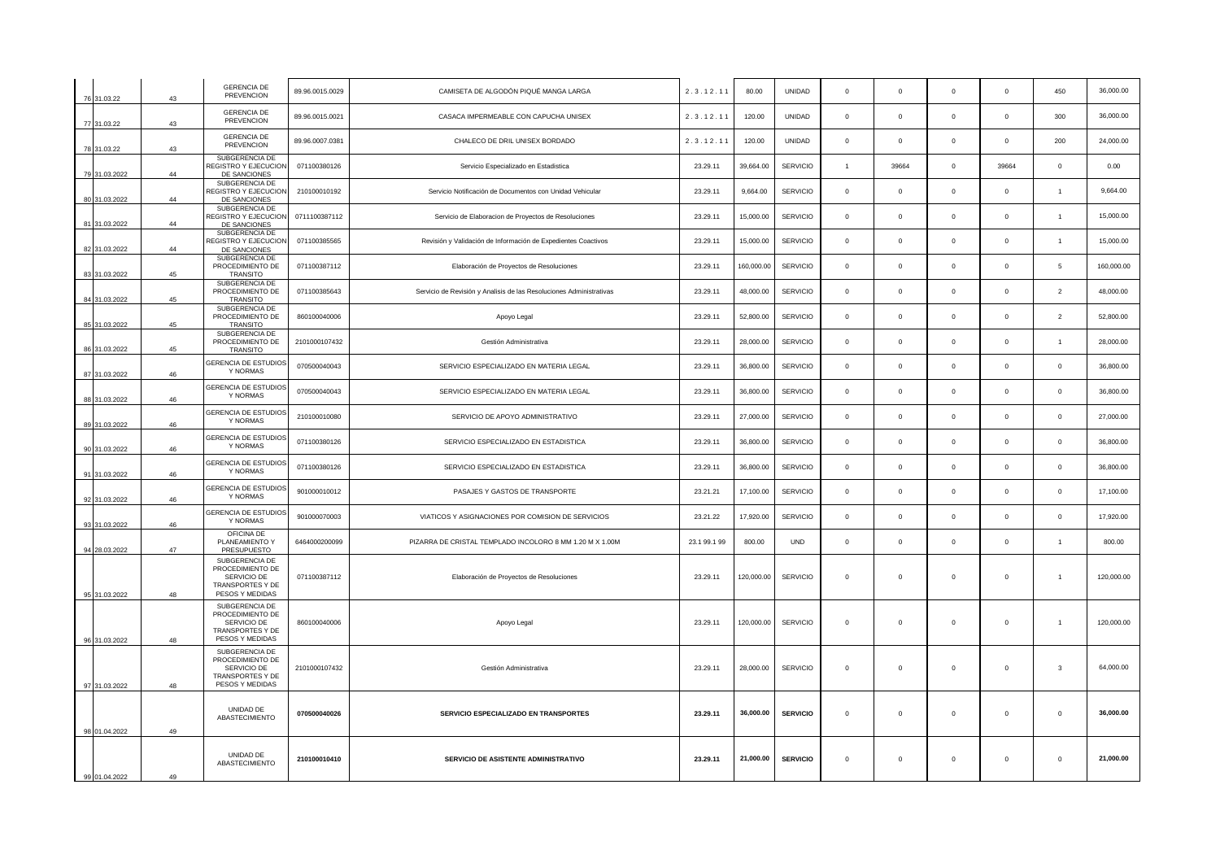| | | | | | | | | | | | | | | | |
|---|---|---|---|---|---|---|---|---|---|---|---|---|---|---|---|
| 76 | 31.03.22 | 43 | GERENCIA DE PREVENCION | 89.96.0015.0029 | CAMISETA DE ALGODÓN PIQUÉ MANGA LARGA | 2 . 3 . 1 2 . 1 1 | 80.00 | UNIDAD | 0 | 0 | 0 | 0 | 450 | 36,000.00 |
| 77 | 31.03.22 | 43 | GERENCIA DE PREVENCION | 89.96.0015.0021 | CASACA IMPERMEABLE CON CAPUCHA UNISEX | 2 . 3 . 1 2 . 1 1 | 120.00 | UNIDAD | 0 | 0 | 0 | 0 | 300 | 36,000.00 |
| 78 | 31.03.22 | 43 | GERENCIA DE PREVENCION | 89.96.0007.0381 | CHALECO DE DRIL UNISEX BORDADO | 2 . 3 . 1 2 . 1 1 | 120.00 | UNIDAD | 0 | 0 | 0 | 0 | 200 | 24,000.00 |
| 79 | 31.03.2022 | 44 | SUBGERENCIA DE REGISTRO Y EJECUCION DE SANCIONES | 071100380126 | Servicio Especializado en Estadistica | 23.29.11 | 39,664.00 | SERVICIO | 1 | 39664 | 0 | 39664 | 0 | 0.00 |
| 80 | 31.03.2022 | 44 | SUBGERENCIA DE REGISTRO Y EJECUCION DE SANCIONES | 210100010192 | Servicio Notificación de Documentos con Unidad Vehicular | 23.29.11 | 9,664.00 | SERVICIO | 0 | 0 | 0 | 0 | 1 | 9,664.00 |
| 81 | 31.03.2022 | 44 | SUBGERENCIA DE REGISTRO Y EJECUCION DE SANCIONES | 0711100387112 | Servicio de Elaboracion de Proyectos de Resoluciones | 23.29.11 | 15,000.00 | SERVICIO | 0 | 0 | 0 | 0 | 1 | 15,000.00 |
| 82 | 31.03.2022 | 44 | SUBGERENCIA DE REGISTRO Y EJECUCION DE SANCIONES | 071100385565 | Revisión y Validación de Información de Expedientes Coactivos | 23.29.11 | 15,000.00 | SERVICIO | 0 | 0 | 0 | 0 | 1 | 15,000.00 |
| 83 | 31.03.2022 | 45 | SUBGERENCIA DE PROCEDIMIENTO DE TRANSITO | 071100387112 | Elaboración de Proyectos de Resoluciones | 23.29.11 | 160,000.00 | SERVICIO | 0 | 0 | 0 | 0 | 5 | 160,000.00 |
| 84 | 31.03.2022 | 45 | SUBGERENCIA DE PROCEDIMIENTO DE TRANSITO | 071100385643 | Servicio de Revisión y Analisis de las Resoluciones Administrativas | 23.29.11 | 48,000.00 | SERVICIO | 0 | 0 | 0 | 0 | 2 | 48,000.00 |
| 85 | 31.03.2022 | 45 | SUBGERENCIA DE PROCEDIMIENTO DE TRANSITO | 860100040006 | Apoyo Legal | 23.29.11 | 52,800.00 | SERVICIO | 0 | 0 | 0 | 0 | 2 | 52,800.00 |
| 86 | 31.03.2022 | 45 | SUBGERENCIA DE PROCEDIMIENTO DE TRANSITO | 2101000107432 | Gestión Administrativa | 23.29.11 | 28,000.00 | SERVICIO | 0 | 0 | 0 | 0 | 1 | 28,000.00 |
| 87 | 31.03.2022 | 46 | GERENCIA DE ESTUDIOS Y NORMAS | 070500040043 | SERVICIO ESPECIALIZADO EN MATERIA LEGAL | 23.29.11 | 36,800.00 | SERVICIO | 0 | 0 | 0 | 0 | 0 | 36,800.00 |
| 88 | 31.03.2022 | 46 | GERENCIA DE ESTUDIOS Y NORMAS | 070500040043 | SERVICIO ESPECIALIZADO EN MATERIA LEGAL | 23.29.11 | 36,800.00 | SERVICIO | 0 | 0 | 0 | 0 | 0 | 36,800.00 |
| 89 | 31.03.2022 | 46 | GERENCIA DE ESTUDIOS Y NORMAS | 210100010080 | SERVICIO DE APOYO ADMINISTRATIVO | 23.29.11 | 27,000.00 | SERVICIO | 0 | 0 | 0 | 0 | 0 | 27,000.00 |
| 90 | 31.03.2022 | 46 | GERENCIA DE ESTUDIOS Y NORMAS | 071100380126 | SERVICIO ESPECIALIZADO EN ESTADISTICA | 23.29.11 | 36,800.00 | SERVICIO | 0 | 0 | 0 | 0 | 0 | 36,800.00 |
| 91 | 31.03.2022 | 46 | GERENCIA DE ESTUDIOS Y NORMAS | 071100380126 | SERVICIO ESPECIALIZADO EN ESTADISTICA | 23.29.11 | 36,800.00 | SERVICIO | 0 | 0 | 0 | 0 | 0 | 36,800.00 |
| 92 | 31.03.2022 | 46 | GERENCIA DE ESTUDIOS Y NORMAS | 901000010012 | PASAJES Y GASTOS DE TRANSPORTE | 23.21.21 | 17,100.00 | SERVICIO | 0 | 0 | 0 | 0 | 0 | 17,100.00 |
| 93 | 31.03.2022 | 46 | GERENCIA DE ESTUDIOS Y NORMAS | 901000070003 | VIATICOS Y ASIGNACIONES POR COMISION DE SERVICIOS | 23.21.22 | 17,920.00 | SERVICIO | 0 | 0 | 0 | 0 | 0 | 17,920.00 |
| 94 | 28.03.2022 | 47 | OFICINA DE PLANEAMIENTO Y PRESUPUESTO | 6464000200099 | PIZARRA DE CRISTAL TEMPLADO INCOLORO 8 MM 1.20 M X 1.00M | 23.1 99.1 99 | 800.00 | UND | 0 | 0 | 0 | 0 | 1 | 800.00 |
| 95 | 31.03.2022 | 48 | SUBGERENCIA DE PROCEDIMIENTO DE SERVICIO DE TRANSPORTES Y DE PESOS Y MEDIDAS | 071100387112 | Elaboración de Proyectos de Resoluciones | 23.29.11 | 120,000.00 | SERVICIO | 0 | 0 | 0 | 0 | 1 | 120,000.00 |
| 96 | 31.03.2022 | 48 | SUBGERENCIA DE PROCEDIMIENTO DE SERVICIO DE TRANSPORTES Y DE PESOS Y MEDIDAS | 860100040006 | Apoyo Legal | 23.29.11 | 120,000.00 | SERVICIO | 0 | 0 | 0 | 0 | 1 | 120,000.00 |
| 97 | 31.03.2022 | 48 | SUBGERENCIA DE PROCEDIMIENTO DE SERVICIO DE TRANSPORTES Y DE PESOS Y MEDIDAS | 2101000107432 | Gestión Administrativa | 23.29.11 | 28,000.00 | SERVICIO | 0 | 0 | 0 | 0 | 3 | 64,000.00 |
| 98 | 01.04.2022 | 49 | UNIDAD DE ABASTECIMIENTO | **070500040026** | **SERVICIO ESPECIALIZADO EN TRANSPORTES** | **23.29.11** | **36,000.00** | **SERVICIO** | 0 | 0 | 0 | 0 | 0 | **36,000.00** |
| 99 | 01.04.2022 | 49 | UNIDAD DE ABASTECIMIENTO | **210100010410** | **SERVICIO DE ASISTENTE ADMINISTRATIVO** | **23.29.11** | **21,000.00** | **SERVICIO** | 0 | 0 | 0 | 0 | 0 | **21,000.00** |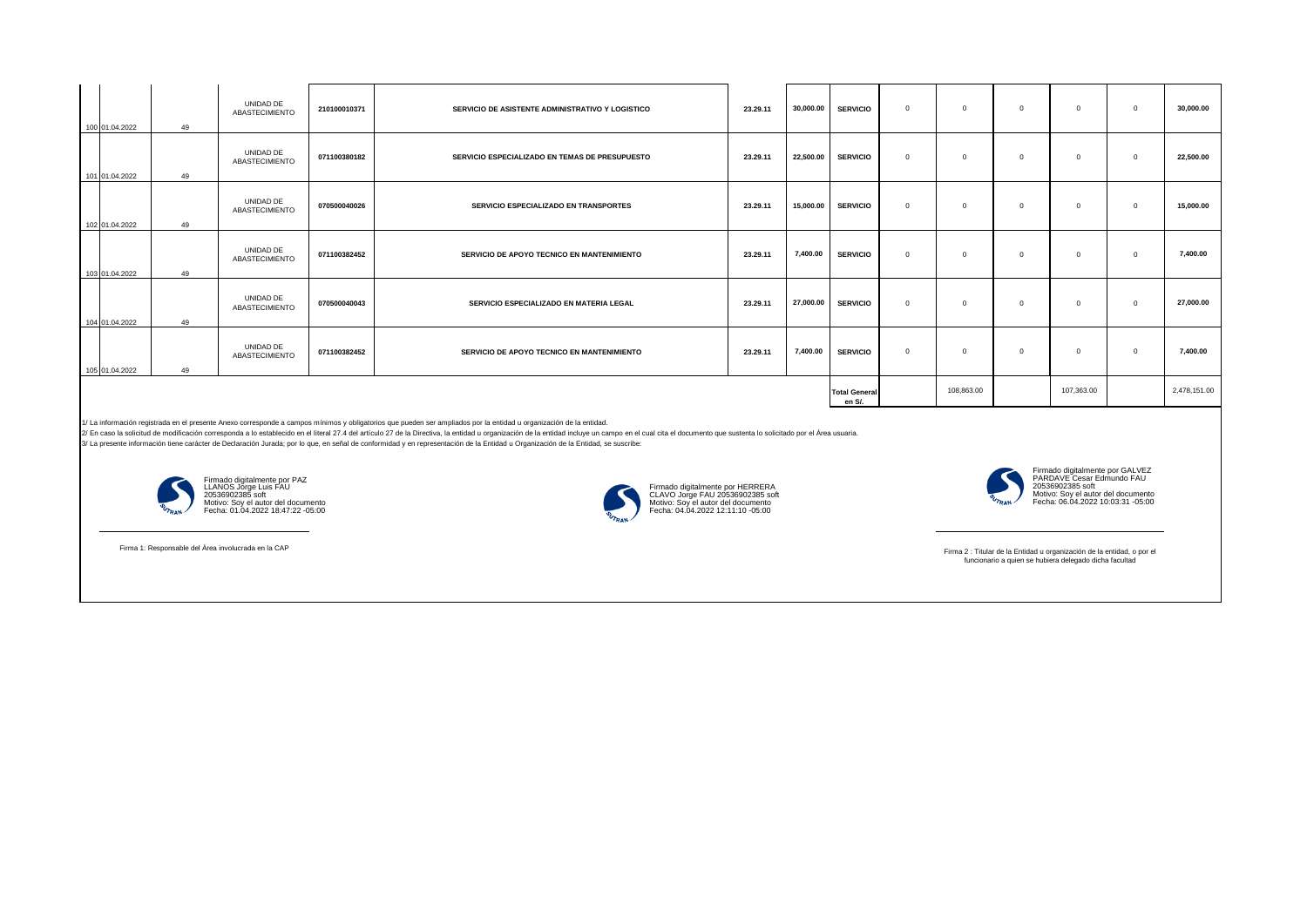| | | | | | | | | | | | | | | | |
|---|---|---|---|---|---|---|---|---|---|---|---|---|---|---|---|
| 100 | 01.04.2022 | 49 | UNIDAD DE ABASTECIMIENTO | 210100010371 | SERVICIO DE ASISTENTE ADMINISTRATIVO Y LOGISTICO | 23.29.11 | 30,000.00 | SERVICIO | 0 | 0 | 0 | 0 | 0 | 30,000.00 |
| 101 | 01.04.2022 | 49 | UNIDAD DE ABASTECIMIENTO | 071100380182 | SERVICIO ESPECIALIZADO EN TEMAS DE PRESUPUESTO | 23.29.11 | 22,500.00 | SERVICIO | 0 | 0 | 0 | 0 | 0 | 22,500.00 |
| 102 | 01.04.2022 | 49 | UNIDAD DE ABASTECIMIENTO | 070500040026 | SERVICIO ESPECIALIZADO EN TRANSPORTES | 23.29.11 | 15,000.00 | SERVICIO | 0 | 0 | 0 | 0 | 0 | 15,000.00 |
| 103 | 01.04.2022 | 49 | UNIDAD DE ABASTECIMIENTO | 071100382452 | SERVICIO DE APOYO TECNICO EN MANTENIMIENTO | 23.29.11 | 7,400.00 | SERVICIO | 0 | 0 | 0 | 0 | 0 | 7,400.00 |
| 104 | 01.04.2022 | 49 | UNIDAD DE ABASTECIMIENTO | 070500040043 | SERVICIO ESPECIALIZADO EN MATERIA LEGAL | 23.29.11 | 27,000.00 | SERVICIO | 0 | 0 | 0 | 0 | 0 | 27,000.00 |
| 105 | 01.04.2022 | 49 | UNIDAD DE ABASTECIMIENTO | 071100382452 | SERVICIO DE APOYO TECNICO EN MANTENIMIENTO | 23.29.11 | 7,400.00 | SERVICIO | 0 | 0 | 0 | 0 | 0 | 7,400.00 |
| | | | | | | | | Total General en S/. | | 108,863.00 | | 107,363.00 | | 2,478,151.00 |

1/ La información registrada en el presente Anexo corresponde a campos mínimos y obligatorios que pueden ser ampliados por la entidad u organización de la entidad.

2/ En caso la solicitud de modificación corresponda a lo establecido en el literal 27.4 del artículo 27 de la Directiva, la entidad u organización de la entidad incluye un campo en el cual cita el documento que sustenta lo solicitado por el Área usuaria.

3/ La presente información tiene carácter de Declaración Jurada; por lo que, en señal de conformidad y en representación de la Entidad u Organización de la Entidad, se suscribe:

Firmado digitalmente por PAZ LLANOS Jorge Luis FAU 20536902385 soft
Motivo: Soy el autor del documento
Fecha: 01.04.2022 18:47:22 -05:00

Firmado digitalmente por HERRERA CLAVO Jorge FAU 20536902385 soft
Motivo: Soy el autor del documento
Fecha: 04.04.2022 12:11:10 -05:00

Firmado digitalmente por GALVEZ PARDAVE Cesar Edmundo FAU 20536902385 soft
Motivo: Soy el autor del documento
Fecha: 06.04.2022 10:03:31 -05:00

Firma 1: Responsable del Área involucrada en la CAP

Firma 2 : Titular de la Entidad u organización de la entidad, o por el funcionario a quien se hubiera delegado dicha facultad